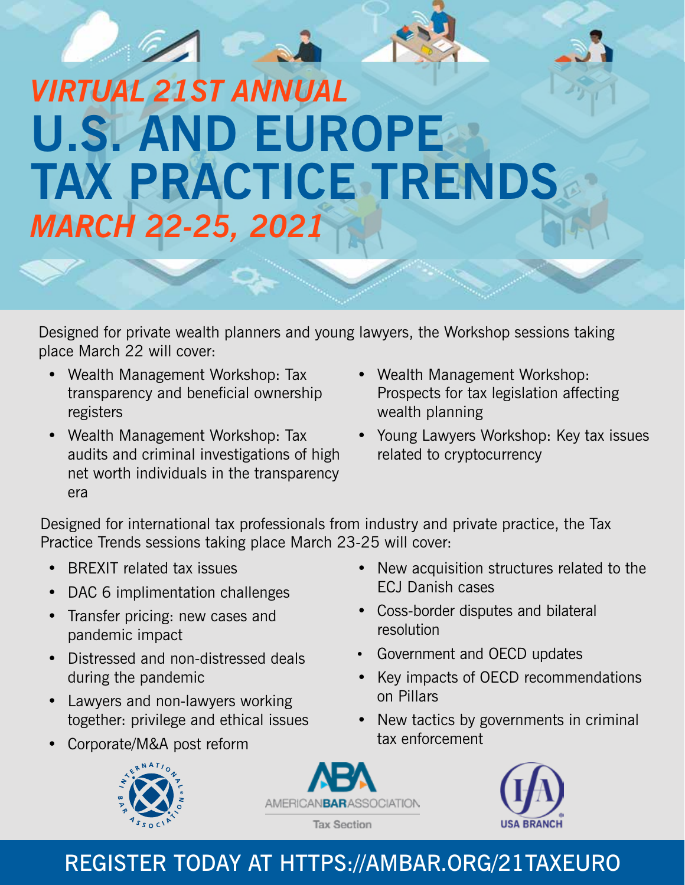*VIRTUAL 21ST ANNUAL*

# U.S. AND EUROPE TAX PRACTICE TRENDS

*MARCH 22-25, 2021*

Designed for private wealth planners and young lawyers, the Workshop sessions taking place March 22 will cover:

- Wealth Management Workshop: Tax transparency and beneficial ownership registers
- Wealth Management Workshop: Tax audits and criminal investigations of high net worth individuals in the transparency era
- Wealth Management Workshop: Prospects for tax legislation affecting wealth planning
- Young Lawyers Workshop: Key tax issues related to cryptocurrency

Designed for international tax professionals from industry and private practice, the Tax Practice Trends sessions taking place March 23-25 will cover:

- BREXIT related tax issues
- DAC 6 implimentation challenges
- Transfer pricing: new cases and pandemic impact
- Distressed and non-distressed deals during the pandemic
- Lawyers and non-lawyers working together: privilege and ethical issues
- Corporate/M&A post reform
- New acquisition structures related to the ECJ Danish cases
- Coss-border disputes and bilateral resolution
- Government and OECD updates
- Key impacts of OECD recommendations on Pillars
- New tactics by governments in criminal tax enforcement

INTERNATIONAL BAR ASSOCIATION

AMERICAN BAR ASSOCIATION Tax Section

IFA USA BRANCH

**REGISTER TODAY AT HTTPS://AMBAR.ORG/21TAXEURO**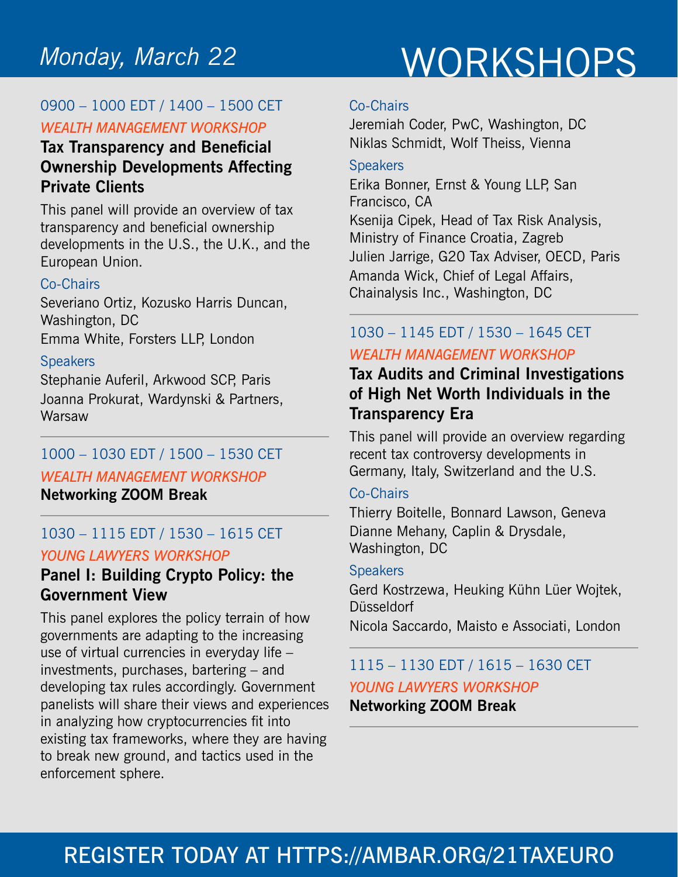# WORKSHOPS

*Monday, March 22*

0900 – 1000 EDT / 1400 – 1500 CET

*WEALTH MANAGEMENT WORKSHOP*

### Tax Transparency and Beneficial Ownership Developments Affecting Private Clients

This panel will provide an overview of tax transparency and beneficial ownership developments in the U.S., the U.K., and the European Union.

Co-Chairs

Severiano Ortiz, Kozusko Harris Duncan, Washington, DC
Emma White, Forsters LLP, London

Speakers

Stephanie Auferil, Arkwood SCP, Paris
Joanna Prokurat, Wardynski & Partners, Warsaw

---

1000 – 1030 EDT / 1500 – 1530 CET

*WEALTH MANAGEMENT WORKSHOP*

**Networking ZOOM Break**

---

1030 – 1115 EDT / 1530 – 1615 CET

*YOUNG LAWYERS WORKSHOP*

### Panel I: Building Crypto Policy: the Government View

This panel explores the policy terrain of how governments are adapting to the increasing use of virtual currencies in everyday life – investments, purchases, bartering – and developing tax rules accordingly. Government panelists will share their views and experiences in analyzing how cryptocurrencies fit into existing tax frameworks, where they are having to break new ground, and tactics used in the enforcement sphere.

Co-Chairs

Jeremiah Coder, PwC, Washington, DC
Niklas Schmidt, Wolf Theiss, Vienna

Speakers

Erika Bonner, Ernst & Young LLP, San Francisco, CA
Ksenija Cipek, Head of Tax Risk Analysis, Ministry of Finance Croatia, Zagreb
Julien Jarrige, G20 Tax Adviser, OECD, Paris
Amanda Wick, Chief of Legal Affairs, Chainalysis Inc., Washington, DC

---

1030 – 1145 EDT / 1530 – 1645 CET

*WEALTH MANAGEMENT WORKSHOP*

### Tax Audits and Criminal Investigations of High Net Worth Individuals in the Transparency Era

This panel will provide an overview regarding recent tax controversy developments in Germany, Italy, Switzerland and the U.S.

Co-Chairs

Thierry Boitelle, Bonnard Lawson, Geneva
Dianne Mehany, Caplin & Drysdale, Washington, DC

Speakers

Gerd Kostrzewa, Heuking Kühn Lüer Wojtek, Düsseldorf
Nicola Saccardo, Maisto e Associati, London

---

1115 – 1130 EDT / 1615 – 1630 CET

*YOUNG LAWYERS WORKSHOP*

**Networking ZOOM Break**

---

REGISTER TODAY AT HTTPS://AMBAR.ORG/21TAXEURO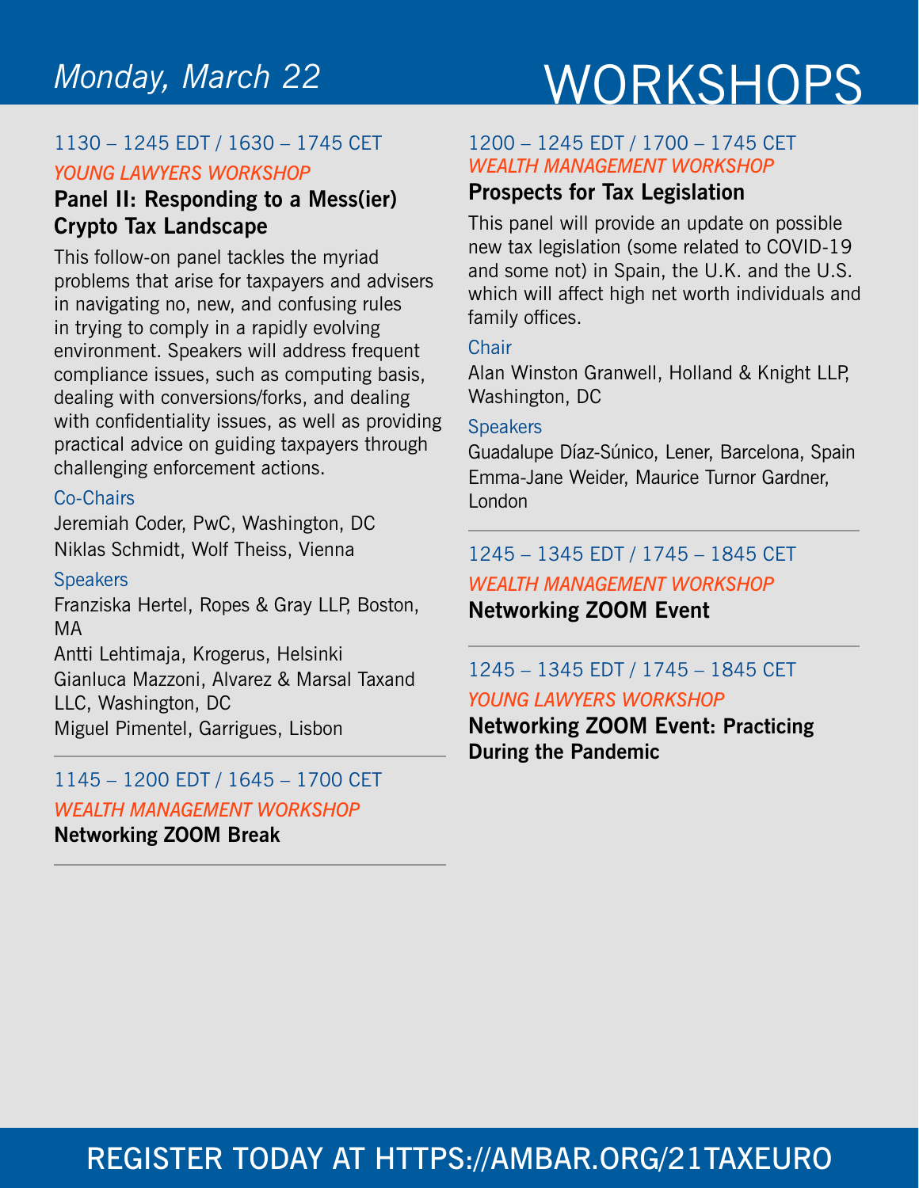# Monday, March 22 — WORKSHOPS

1130 – 1245 EDT / 1630 – 1745 CET

*YOUNG LAWYERS WORKSHOP*

**Panel II: Responding to a Mess(ier) Crypto Tax Landscape**

This follow-on panel tackles the myriad problems that arise for taxpayers and advisers in navigating no, new, and confusing rules in trying to comply in a rapidly evolving environment. Speakers will address frequent compliance issues, such as computing basis, dealing with conversions/forks, and dealing with confidentiality issues, as well as providing practical advice on guiding taxpayers through challenging enforcement actions.

Co-Chairs

Jeremiah Coder, PwC, Washington, DC
Niklas Schmidt, Wolf Theiss, Vienna

Speakers

Franziska Hertel, Ropes & Gray LLP, Boston, MA
Antti Lehtimaja, Krogerus, Helsinki
Gianluca Mazzoni, Alvarez & Marsal Taxand LLC, Washington, DC
Miguel Pimentel, Garrigues, Lisbon

---

1145 – 1200 EDT / 1645 – 1700 CET

*WEALTH MANAGEMENT WORKSHOP*

**Networking ZOOM Break**

---

1200 – 1245 EDT / 1700 – 1745 CET

*WEALTH MANAGEMENT WORKSHOP*

**Prospects for Tax Legislation**

This panel will provide an update on possible new tax legislation (some related to COVID-19 and some not) in Spain, the U.K. and the U.S. which will affect high net worth individuals and family offices.

Chair

Alan Winston Granwell, Holland & Knight LLP, Washington, DC

Speakers

Guadalupe Díaz-Súnico, Lener, Barcelona, Spain
Emma-Jane Weider, Maurice Turnor Gardner, London

---

1245 – 1345 EDT / 1745 – 1845 CET

*WEALTH MANAGEMENT WORKSHOP*

**Networking ZOOM Event**

---

1245 – 1345 EDT / 1745 – 1845 CET

*YOUNG LAWYERS WORKSHOP*

**Networking ZOOM Event: Practicing During the Pandemic**

REGISTER TODAY AT HTTPS://AMBAR.ORG/21TAXEURO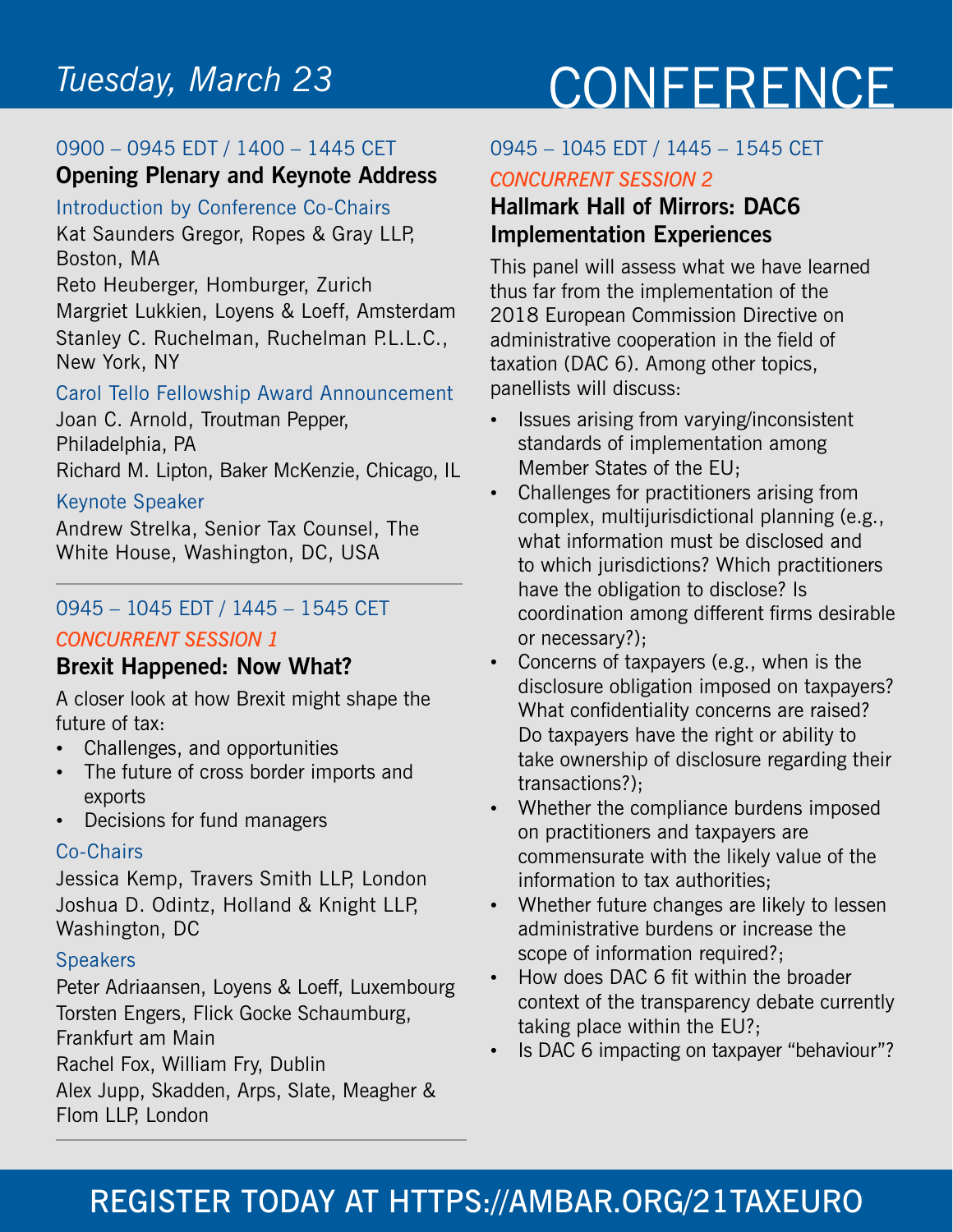# Tuesday, March 23 — CONFERENCE

0900 – 0945 EDT / 1400 – 1445 CET

## Opening Plenary and Keynote Address

### Introduction by Conference Co-Chairs

Kat Saunders Gregor, Ropes & Gray LLP, Boston, MA
Reto Heuberger, Homburger, Zurich
Margriet Lukkien, Loyens & Loeff, Amsterdam
Stanley C. Ruchelman, Ruchelman P.L.L.C., New York, NY

### Carol Tello Fellowship Award Announcement

Joan C. Arnold, Troutman Pepper, Philadelphia, PA
Richard M. Lipton, Baker McKenzie, Chicago, IL

### Keynote Speaker

Andrew Strelka, Senior Tax Counsel, The White House, Washington, DC, USA

---

0945 – 1045 EDT / 1445 – 1545 CET

*CONCURRENT SESSION 1*

## Brexit Happened: Now What?

A closer look at how Brexit might shape the future of tax:

- Challenges, and opportunities
- The future of cross border imports and exports
- Decisions for fund managers

### Co-Chairs

Jessica Kemp, Travers Smith LLP, London
Joshua D. Odintz, Holland & Knight LLP, Washington, DC

### Speakers

Peter Adriaansen, Loyens & Loeff, Luxembourg
Torsten Engers, Flick Gocke Schaumburg, Frankfurt am Main
Rachel Fox, William Fry, Dublin
Alex Jupp, Skadden, Arps, Slate, Meagher & Flom LLP, London

---

0945 – 1045 EDT / 1445 – 1545 CET

*CONCURRENT SESSION 2*

## Hallmark Hall of Mirrors: DAC6 Implementation Experiences

This panel will assess what we have learned thus far from the implementation of the 2018 European Commission Directive on administrative cooperation in the field of taxation (DAC 6). Among other topics, panellists will discuss:

- Issues arising from varying/inconsistent standards of implementation among Member States of the EU;
- Challenges for practitioners arising from complex, multijurisdictional planning (e.g., what information must be disclosed and to which jurisdictions? Which practitioners have the obligation to disclose? Is coordination among different firms desirable or necessary?);
- Concerns of taxpayers (e.g., when is the disclosure obligation imposed on taxpayers? What confidentiality concerns are raised? Do taxpayers have the right or ability to take ownership of disclosure regarding their transactions?);
- Whether the compliance burdens imposed on practitioners and taxpayers are commensurate with the likely value of the information to tax authorities;
- Whether future changes are likely to lessen administrative burdens or increase the scope of information required?;
- How does DAC 6 fit within the broader context of the transparency debate currently taking place within the EU?;
- Is DAC 6 impacting on taxpayer "behaviour"?

REGISTER TODAY AT HTTPS://AMBAR.ORG/21TAXEURO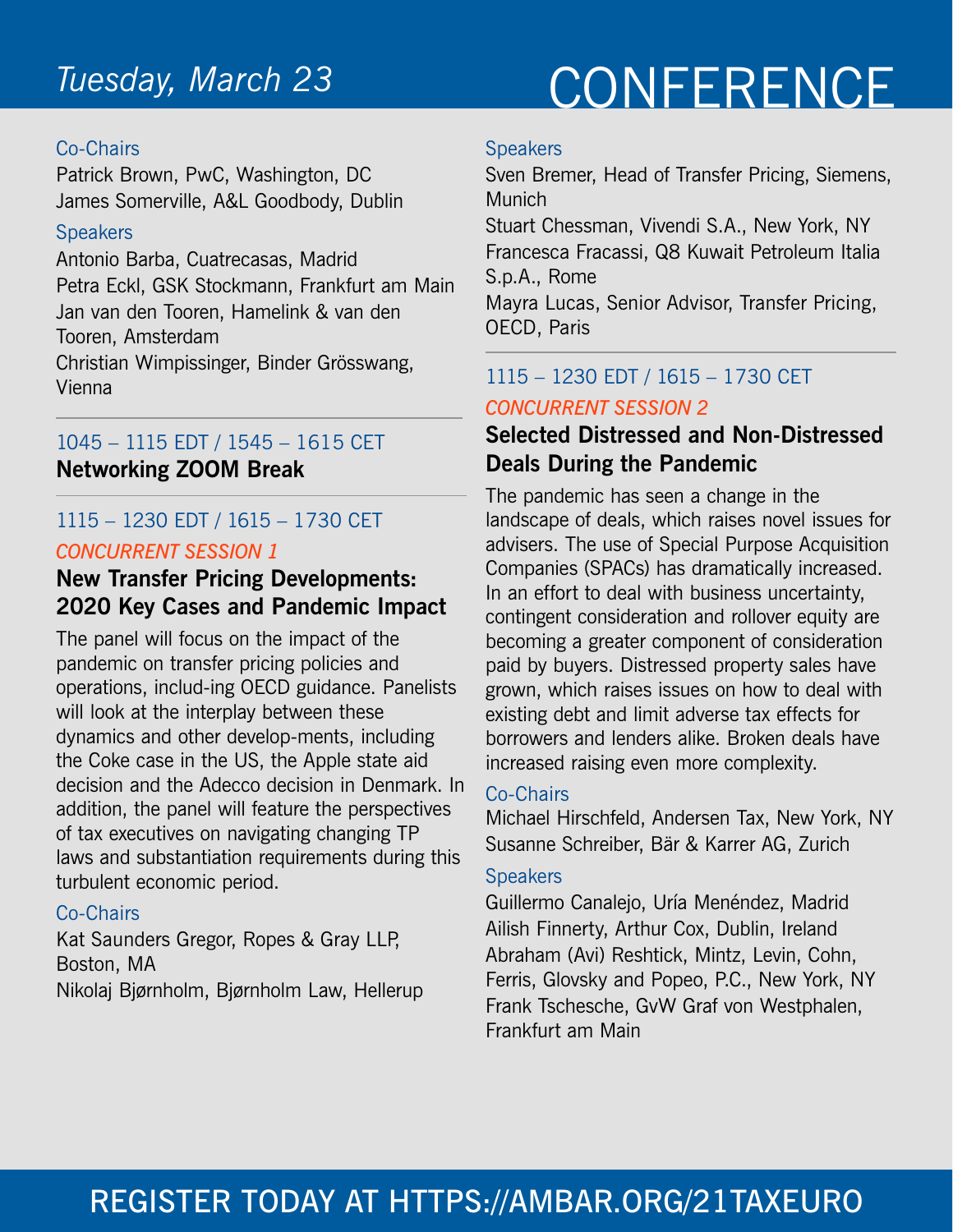## Tuesday, March 23

# CONFERENCE

Co-Chairs

Patrick Brown, PwC, Washington, DC
James Somerville, A&L Goodbody, Dublin

Speakers

Antonio Barba, Cuatrecasas, Madrid
Petra Eckl, GSK Stockmann, Frankfurt am Main
Jan van den Tooren, Hamelink & van den Tooren, Amsterdam
Christian Wimpissinger, Binder Grösswang, Vienna

---

1045 – 1115 EDT / 1545 – 1615 CET

**Networking ZOOM Break**

---

1115 – 1230 EDT / 1615 – 1730 CET

*CONCURRENT SESSION 1*

### New Transfer Pricing Developments: 2020 Key Cases and Pandemic Impact

The panel will focus on the impact of the pandemic on transfer pricing policies and operations, includ-ing OECD guidance. Panelists will look at the interplay between these dynamics and other develop-ments, including the Coke case in the US, the Apple state aid decision and the Adecco decision in Denmark. In addition, the panel will feature the perspectives of tax executives on navigating changing TP laws and substantiation requirements during this turbulent economic period.

Co-Chairs

Kat Saunders Gregor, Ropes & Gray LLP, Boston, MA
Nikolaj Bjørnholm, Bjørnholm Law, Hellerup

Speakers

Sven Bremer, Head of Transfer Pricing, Siemens, Munich
Stuart Chessman, Vivendi S.A., New York, NY
Francesca Fracassi, Q8 Kuwait Petroleum Italia S.p.A., Rome
Mayra Lucas, Senior Advisor, Transfer Pricing, OECD, Paris

---

1115 – 1230 EDT / 1615 – 1730 CET

*CONCURRENT SESSION 2*

### Selected Distressed and Non-Distressed Deals During the Pandemic

The pandemic has seen a change in the landscape of deals, which raises novel issues for advisers. The use of Special Purpose Acquisition Companies (SPACs) has dramatically increased. In an effort to deal with business uncertainty, contingent consideration and rollover equity are becoming a greater component of consideration paid by buyers. Distressed property sales have grown, which raises issues on how to deal with existing debt and limit adverse tax effects for borrowers and lenders alike. Broken deals have increased raising even more complexity.

Co-Chairs

Michael Hirschfeld, Andersen Tax, New York, NY
Susanne Schreiber, Bär & Karrer AG, Zurich

Speakers

Guillermo Canalejo, Uría Menéndez, Madrid
Ailish Finnerty, Arthur Cox, Dublin, Ireland
Abraham (Avi) Reshtick, Mintz, Levin, Cohn, Ferris, Glovsky and Popeo, P.C., New York, NY
Frank Tschesche, GvW Graf von Westphalen, Frankfurt am Main

REGISTER TODAY AT HTTPS://AMBAR.ORG/21TAXEURO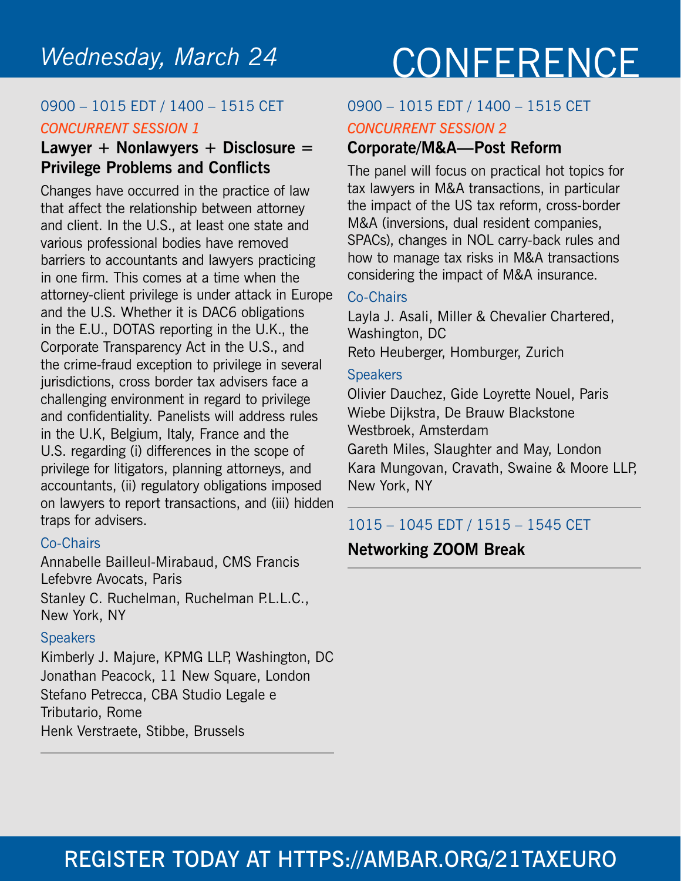## Wednesday, March 24

# CONFERENCE

0900 – 1015 EDT / 1400 – 1515 CET

*CONCURRENT SESSION 1*

### Lawyer + Nonlawyers + Disclosure = Privilege Problems and Conflicts

Changes have occurred in the practice of law that affect the relationship between attorney and client. In the U.S., at least one state and various professional bodies have removed barriers to accountants and lawyers practicing in one firm. This comes at a time when the attorney-client privilege is under attack in Europe and the U.S. Whether it is DAC6 obligations in the E.U., DOTAS reporting in the U.K., the Corporate Transparency Act in the U.S., and the crime-fraud exception to privilege in several jurisdictions, cross border tax advisers face a challenging environment in regard to privilege and confidentiality. Panelists will address rules in the U.K, Belgium, Italy, France and the U.S. regarding (i) differences in the scope of privilege for litigators, planning attorneys, and accountants, (ii) regulatory obligations imposed on lawyers to report transactions, and (iii) hidden traps for advisers.

Co-Chairs

Annabelle Bailleul-Mirabaud, CMS Francis Lefebvre Avocats, Paris

Stanley C. Ruchelman, Ruchelman P.L.L.C., New York, NY

Speakers

Kimberly J. Majure, KPMG LLP, Washington, DC

Jonathan Peacock, 11 New Square, London

Stefano Petrecca, CBA Studio Legale e Tributario, Rome

Henk Verstraete, Stibbe, Brussels

---

0900 – 1015 EDT / 1400 – 1515 CET

*CONCURRENT SESSION 2*

### Corporate/M&A—Post Reform

The panel will focus on practical hot topics for tax lawyers in M&A transactions, in particular the impact of the US tax reform, cross-border M&A (inversions, dual resident companies, SPACs), changes in NOL carry-back rules and how to manage tax risks in M&A transactions considering the impact of M&A insurance.

Co-Chairs

Layla J. Asali, Miller & Chevalier Chartered, Washington, DC

Reto Heuberger, Homburger, Zurich

Speakers

Olivier Dauchez, Gide Loyrette Nouel, Paris

Wiebe Dijkstra, De Brauw Blackstone Westbroek, Amsterdam

Gareth Miles, Slaughter and May, London

Kara Mungovan, Cravath, Swaine & Moore LLP, New York, NY

---

1015 – 1045 EDT / 1515 – 1545 CET

**Networking ZOOM Break**

---

REGISTER TODAY AT HTTPS://AMBAR.ORG/21TAXEURO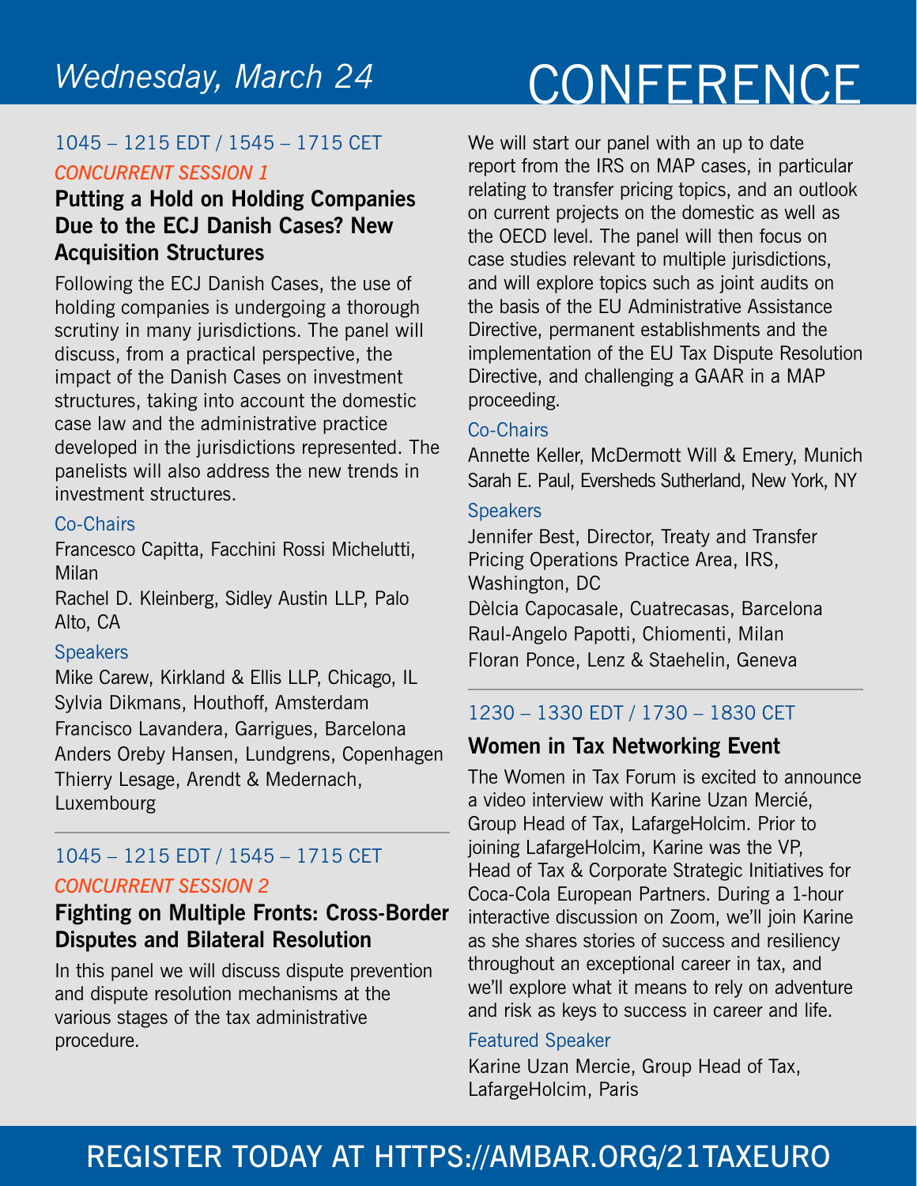# Wednesday, March 24

## CONFERENCE

1045 – 1215 EDT / 1545 – 1715 CET

*CONCURRENT SESSION 1*

### Putting a Hold on Holding Companies Due to the ECJ Danish Cases? New Acquisition Structures

Following the ECJ Danish Cases, the use of holding companies is undergoing a thorough scrutiny in many jurisdictions. The panel will discuss, from a practical perspective, the impact of the Danish Cases on investment structures, taking into account the domestic case law and the administrative practice developed in the jurisdictions represented. The panelists will also address the new trends in investment structures.

Co-Chairs

Francesco Capitta, Facchini Rossi Michelutti, Milan
Rachel D. Kleinberg, Sidley Austin LLP, Palo Alto, CA

Speakers

Mike Carew, Kirkland & Ellis LLP, Chicago, IL
Sylvia Dikmans, Houthoff, Amsterdam
Francisco Lavandera, Garrigues, Barcelona
Anders Oreby Hansen, Lundgrens, Copenhagen
Thierry Lesage, Arendt & Medernach, Luxembourg

---

1045 – 1215 EDT / 1545 – 1715 CET

*CONCURRENT SESSION 2*

### Fighting on Multiple Fronts: Cross-Border Disputes and Bilateral Resolution

In this panel we will discuss dispute prevention and dispute resolution mechanisms at the various stages of the tax administrative procedure.

We will start our panel with an up to date report from the IRS on MAP cases, in particular relating to transfer pricing topics, and an outlook on current projects on the domestic as well as the OECD level. The panel will then focus on case studies relevant to multiple jurisdictions, and will explore topics such as joint audits on the basis of the EU Administrative Assistance Directive, permanent establishments and the implementation of the EU Tax Dispute Resolution Directive, and challenging a GAAR in a MAP proceeding.

Co-Chairs

Annette Keller, McDermott Will & Emery, Munich
Sarah E. Paul, Eversheds Sutherland, New York, NY

Speakers

Jennifer Best, Director, Treaty and Transfer Pricing Operations Practice Area, IRS, Washington, DC
Dèlcia Capocasale, Cuatrecasas, Barcelona
Raul-Angelo Papotti, Chiomenti, Milan
Floran Ponce, Lenz & Staehelin, Geneva

---

1230 – 1330 EDT / 1730 – 1830 CET

### Women in Tax Networking Event

The Women in Tax Forum is excited to announce a video interview with Karine Uzan Mercié, Group Head of Tax, LafargeHolcim. Prior to joining LafargeHolcim, Karine was the VP, Head of Tax & Corporate Strategic Initiatives for Coca-Cola European Partners. During a 1-hour interactive discussion on Zoom, we'll join Karine as she shares stories of success and resiliency throughout an exceptional career in tax, and we'll explore what it means to rely on adventure and risk as keys to success in career and life.

Featured Speaker

Karine Uzan Mercie, Group Head of Tax, LafargeHolcim, Paris

REGISTER TODAY AT HTTPS://AMBAR.ORG/21TAXEURO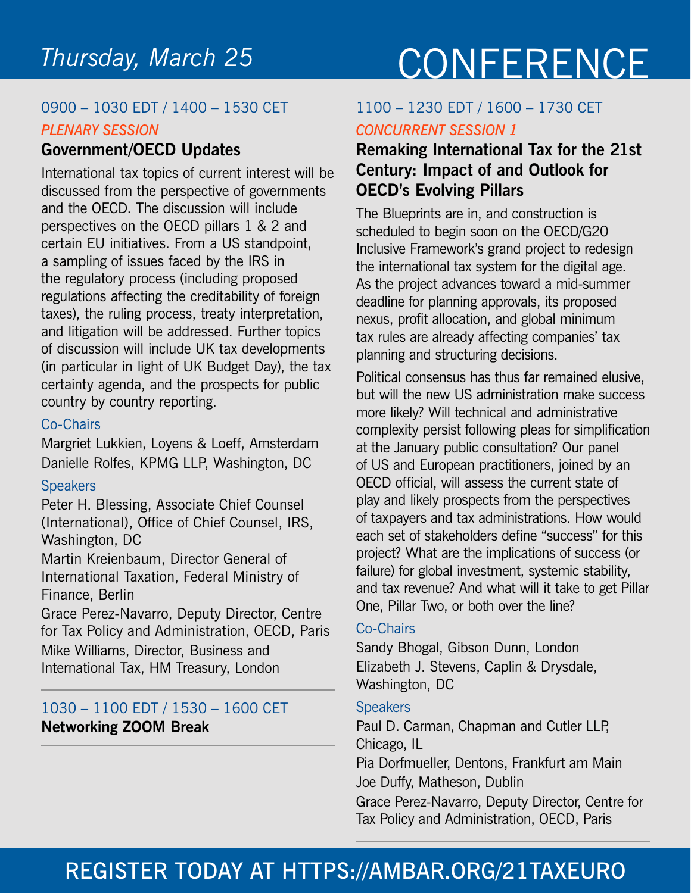# Thursday, March 25

# CONFERENCE

0900 – 1030 EDT / 1400 – 1530 CET

*PLENARY SESSION*

## Government/OECD Updates

International tax topics of current interest will be discussed from the perspective of governments and the OECD. The discussion will include perspectives on the OECD pillars 1 & 2 and certain EU initiatives. From a US standpoint, a sampling of issues faced by the IRS in the regulatory process (including proposed regulations affecting the creditability of foreign taxes), the ruling process, treaty interpretation, and litigation will be addressed. Further topics of discussion will include UK tax developments (in particular in light of UK Budget Day), the tax certainty agenda, and the prospects for public country by country reporting.

Co-Chairs

Margriet Lukkien, Loyens & Loeff, Amsterdam
Danielle Rolfes, KPMG LLP, Washington, DC

Speakers

Peter H. Blessing, Associate Chief Counsel (International), Office of Chief Counsel, IRS, Washington, DC
Martin Kreienbaum, Director General of International Taxation, Federal Ministry of Finance, Berlin
Grace Perez-Navarro, Deputy Director, Centre for Tax Policy and Administration, OECD, Paris
Mike Williams, Director, Business and International Tax, HM Treasury, London

---

1030 – 1100 EDT / 1530 – 1600 CET

**Networking ZOOM Break**

---

1100 – 1230 EDT / 1600 – 1730 CET

*CONCURRENT SESSION 1*

## Remaking International Tax for the 21st Century: Impact of and Outlook for OECD's Evolving Pillars

The Blueprints are in, and construction is scheduled to begin soon on the OECD/G20 Inclusive Framework's grand project to redesign the international tax system for the digital age. As the project advances toward a mid-summer deadline for planning approvals, its proposed nexus, profit allocation, and global minimum tax rules are already affecting companies' tax planning and structuring decisions.

Political consensus has thus far remained elusive, but will the new US administration make success more likely? Will technical and administrative complexity persist following pleas for simplification at the January public consultation? Our panel of US and European practitioners, joined by an OECD official, will assess the current state of play and likely prospects from the perspectives of taxpayers and tax administrations. How would each set of stakeholders define "success" for this project? What are the implications of success (or failure) for global investment, systemic stability, and tax revenue? And what will it take to get Pillar One, Pillar Two, or both over the line?

Co-Chairs

Sandy Bhogal, Gibson Dunn, London
Elizabeth J. Stevens, Caplin & Drysdale, Washington, DC

Speakers

Paul D. Carman, Chapman and Cutler LLP, Chicago, IL
Pia Dorfmueller, Dentons, Frankfurt am Main
Joe Duffy, Matheson, Dublin
Grace Perez-Navarro, Deputy Director, Centre for Tax Policy and Administration, OECD, Paris

---

REGISTER TODAY AT HTTPS://AMBAR.ORG/21TAXEURO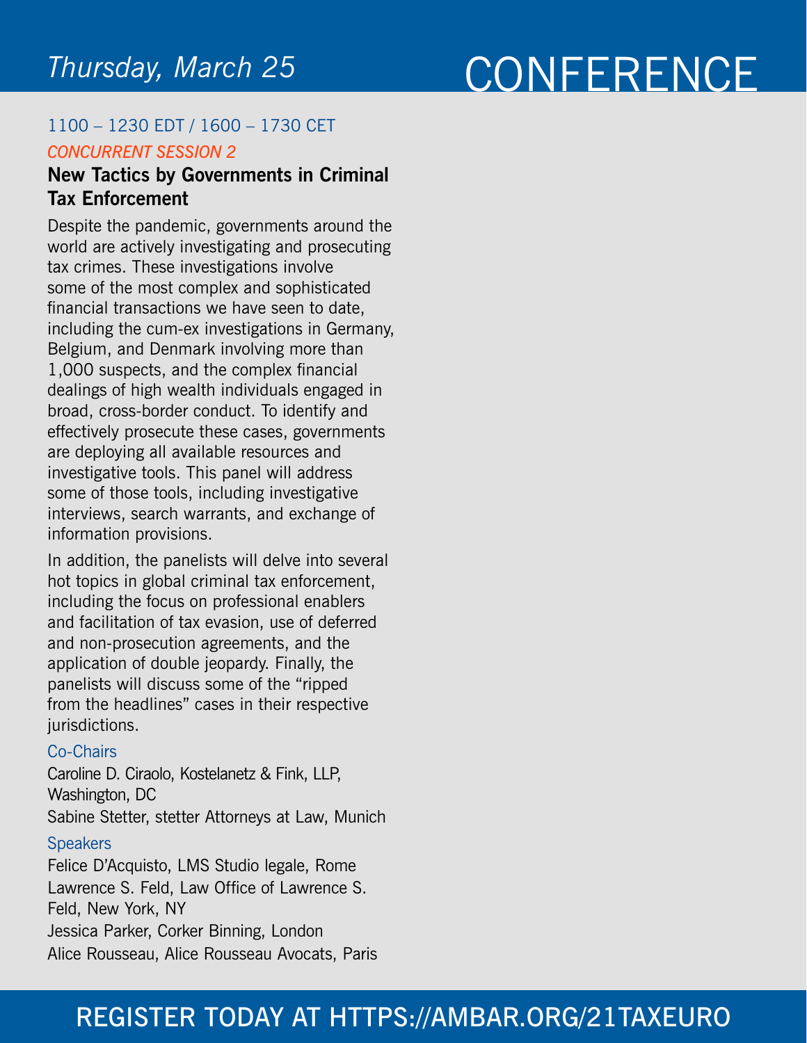# Thursday, March 25

# CONFERENCE

1100 – 1230 EDT / 1600 – 1730 CET

*CONCURRENT SESSION 2*

## New Tactics by Governments in Criminal Tax Enforcement

Despite the pandemic, governments around the world are actively investigating and prosecuting tax crimes. These investigations involve some of the most complex and sophisticated financial transactions we have seen to date, including the cum-ex investigations in Germany, Belgium, and Denmark involving more than 1,000 suspects, and the complex financial dealings of high wealth individuals engaged in broad, cross-border conduct. To identify and effectively prosecute these cases, governments are deploying all available resources and investigative tools. This panel will address some of those tools, including investigative interviews, search warrants, and exchange of information provisions.

In addition, the panelists will delve into several hot topics in global criminal tax enforcement, including the focus on professional enablers and facilitation of tax evasion, use of deferred and non-prosecution agreements, and the application of double jeopardy. Finally, the panelists will discuss some of the "ripped from the headlines" cases in their respective jurisdictions.

Co-Chairs

Caroline D. Ciraolo, Kostelanetz & Fink, LLP, Washington, DC

Sabine Stetter, stetter Attorneys at Law, Munich

Speakers

Felice D'Acquisto, LMS Studio legale, Rome

Lawrence S. Feld, Law Office of Lawrence S. Feld, New York, NY

Jessica Parker, Corker Binning, London

Alice Rousseau, Alice Rousseau Avocats, Paris

REGISTER TODAY AT HTTPS://AMBAR.ORG/21TAXEURO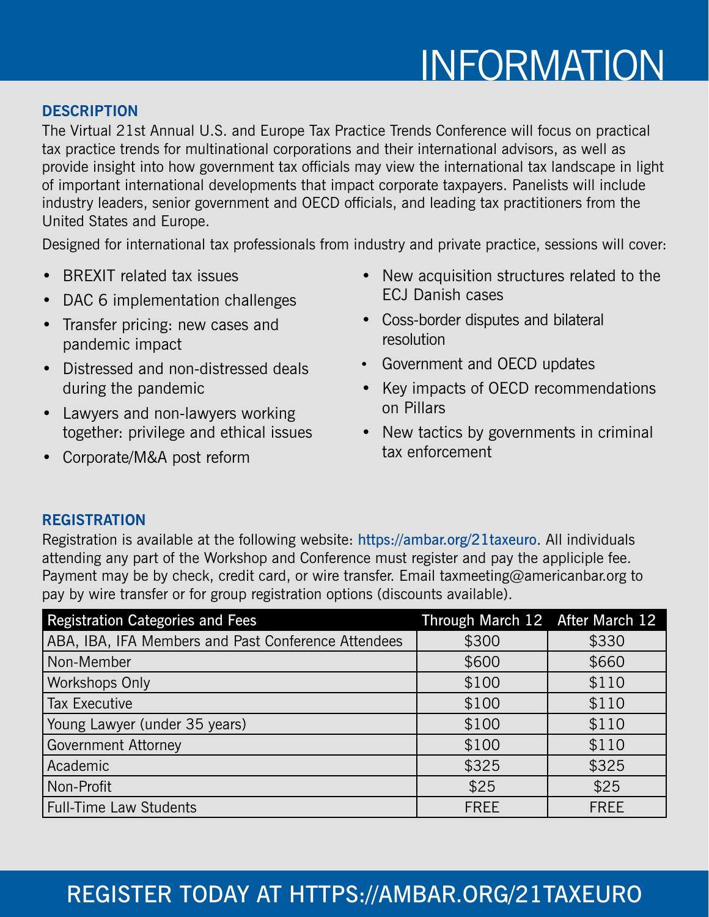# INFORMATION

## DESCRIPTION

The Virtual 21st Annual U.S. and Europe Tax Practice Trends Conference will focus on practical tax practice trends for multinational corporations and their international advisors, as well as provide insight into how government tax officials may view the international tax landscape in light of important international developments that impact corporate taxpayers. Panelists will include industry leaders, senior government and OECD officials, and leading tax practitioners from the United States and Europe.

Designed for international tax professionals from industry and private practice, sessions will cover:

- BREXIT related tax issues
- DAC 6 implementation challenges
- Transfer pricing: new cases and pandemic impact
- Distressed and non-distressed deals during the pandemic
- Lawyers and non-lawyers working together: privilege and ethical issues
- Corporate/M&A post reform
- New acquisition structures related to the ECJ Danish cases
- Coss-border disputes and bilateral resolution
- Government and OECD updates
- Key impacts of OECD recommendations on Pillars
- New tactics by governments in criminal tax enforcement

## REGISTRATION

Registration is available at the following website: https://ambar.org/21taxeuro. All individuals attending any part of the Workshop and Conference must register and pay the appliciple fee. Payment may be by check, credit card, or wire transfer. Email taxmeeting@americanbar.org to pay by wire transfer or for group registration options (discounts available).

| Registration Categories and Fees | Through March 12 | After March 12 |
|---|---|---|
| ABA, IBA, IFA Members and Past Conference Attendees | $300 | $330 |
| Non-Member | $600 | $660 |
| Workshops Only | $100 | $110 |
| Tax Executive | $100 | $110 |
| Young Lawyer (under 35 years) | $100 | $110 |
| Government Attorney | $100 | $110 |
| Academic | $325 | $325 |
| Non-Profit | $25 | $25 |
| Full-Time Law Students | FREE | FREE |

REGISTER TODAY AT HTTPS://AMBAR.ORG/21TAXEURO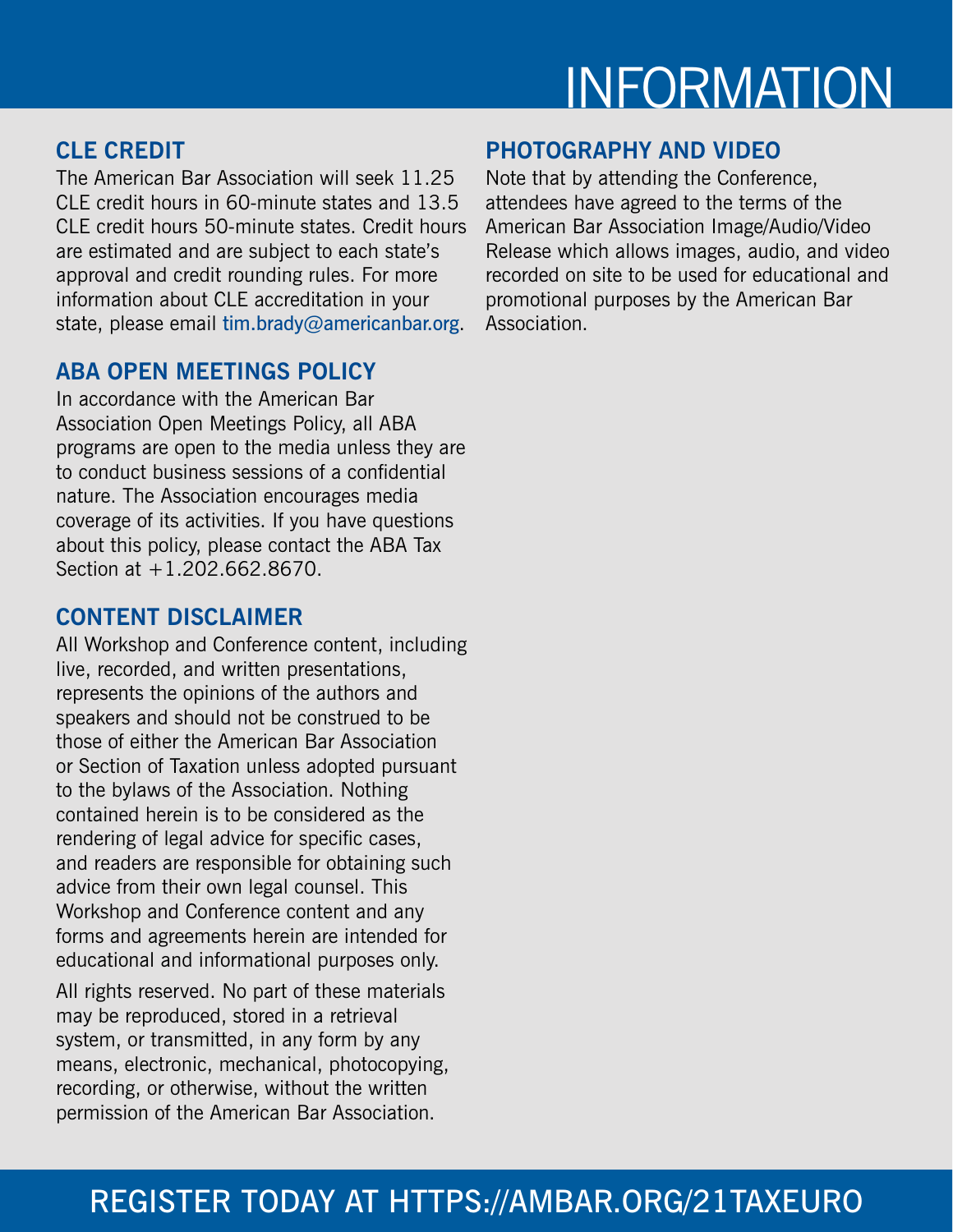# INFORMATION

## CLE CREDIT

The American Bar Association will seek 11.25 CLE credit hours in 60-minute states and 13.5 CLE credit hours 50-minute states. Credit hours are estimated and are subject to each state's approval and credit rounding rules. For more information about CLE accreditation in your state, please email tim.brady@americanbar.org.

## ABA OPEN MEETINGS POLICY

In accordance with the American Bar Association Open Meetings Policy, all ABA programs are open to the media unless they are to conduct business sessions of a confidential nature. The Association encourages media coverage of its activities. If you have questions about this policy, please contact the ABA Tax Section at +1.202.662.8670.

## CONTENT DISCLAIMER

All Workshop and Conference content, including live, recorded, and written presentations, represents the opinions of the authors and speakers and should not be construed to be those of either the American Bar Association or Section of Taxation unless adopted pursuant to the bylaws of the Association. Nothing contained herein is to be considered as the rendering of legal advice for specific cases, and readers are responsible for obtaining such advice from their own legal counsel. This Workshop and Conference content and any forms and agreements herein are intended for educational and informational purposes only.

All rights reserved. No part of these materials may be reproduced, stored in a retrieval system, or transmitted, in any form by any means, electronic, mechanical, photocopying, recording, or otherwise, without the written permission of the American Bar Association.

## PHOTOGRAPHY AND VIDEO

Note that by attending the Conference, attendees have agreed to the terms of the American Bar Association Image/Audio/Video Release which allows images, audio, and video recorded on site to be used for educational and promotional purposes by the American Bar Association.

REGISTER TODAY AT HTTPS://AMBAR.ORG/21TAXEURO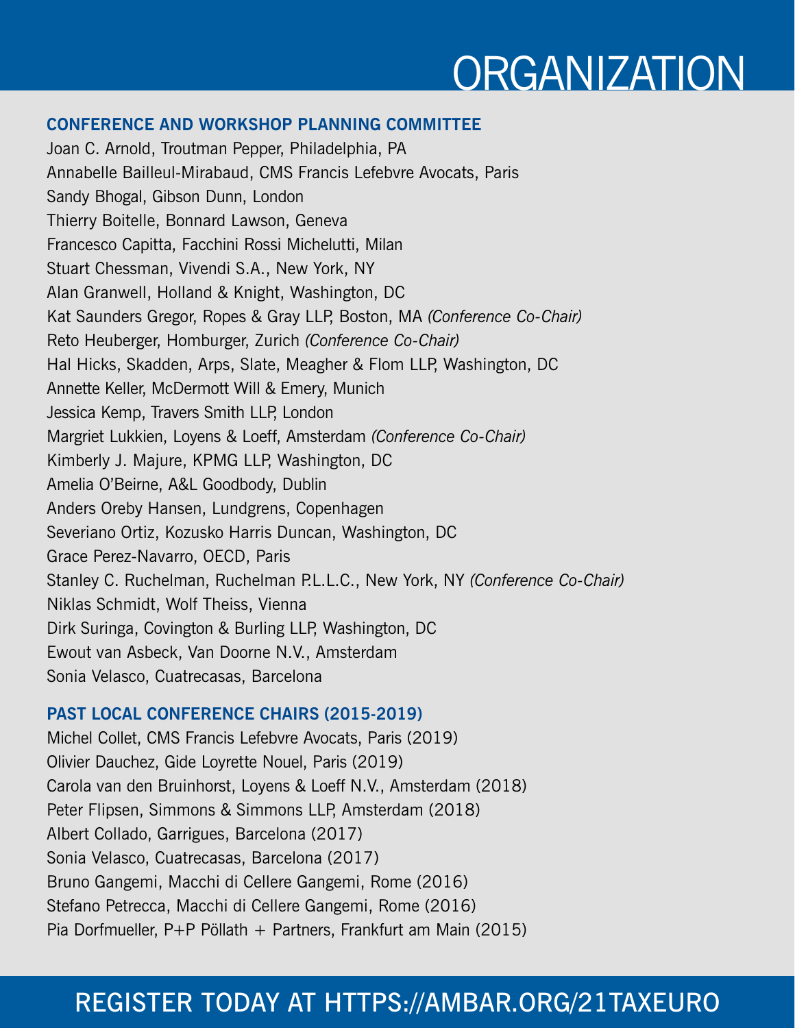# ORGANIZATION

## CONFERENCE AND WORKSHOP PLANNING COMMITTEE

Joan C. Arnold, Troutman Pepper, Philadelphia, PA
Annabelle Bailleul-Mirabaud, CMS Francis Lefebvre Avocats, Paris
Sandy Bhogal, Gibson Dunn, London
Thierry Boitelle, Bonnard Lawson, Geneva
Francesco Capitta, Facchini Rossi Michelutti, Milan
Stuart Chessman, Vivendi S.A., New York, NY
Alan Granwell, Holland & Knight, Washington, DC
Kat Saunders Gregor, Ropes & Gray LLP, Boston, MA *(Conference Co-Chair)*
Reto Heuberger, Homburger, Zurich *(Conference Co-Chair)*
Hal Hicks, Skadden, Arps, Slate, Meagher & Flom LLP, Washington, DC
Annette Keller, McDermott Will & Emery, Munich
Jessica Kemp, Travers Smith LLP, London
Margriet Lukkien, Loyens & Loeff, Amsterdam *(Conference Co-Chair)*
Kimberly J. Majure, KPMG LLP, Washington, DC
Amelia O'Beirne, A&L Goodbody, Dublin
Anders Oreby Hansen, Lundgrens, Copenhagen
Severiano Ortiz, Kozusko Harris Duncan, Washington, DC
Grace Perez-Navarro, OECD, Paris
Stanley C. Ruchelman, Ruchelman P.L.L.C., New York, NY *(Conference Co-Chair)*
Niklas Schmidt, Wolf Theiss, Vienna
Dirk Suringa, Covington & Burling LLP, Washington, DC
Ewout van Asbeck, Van Doorne N.V., Amsterdam
Sonia Velasco, Cuatrecasas, Barcelona

## PAST LOCAL CONFERENCE CHAIRS (2015-2019)

Michel Collet, CMS Francis Lefebvre Avocats, Paris (2019)
Olivier Dauchez, Gide Loyrette Nouel, Paris (2019)
Carola van den Bruinhorst, Loyens & Loeff N.V., Amsterdam (2018)
Peter Flipsen, Simmons & Simmons LLP, Amsterdam (2018)
Albert Collado, Garrigues, Barcelona (2017)
Sonia Velasco, Cuatrecasas, Barcelona (2017)
Bruno Gangemi, Macchi di Cellere Gangemi, Rome (2016)
Stefano Petrecca, Macchi di Cellere Gangemi, Rome (2016)
Pia Dorfmueller, P+P Pöllath + Partners, Frankfurt am Main (2015)

REGISTER TODAY AT HTTPS://AMBAR.ORG/21TAXEURO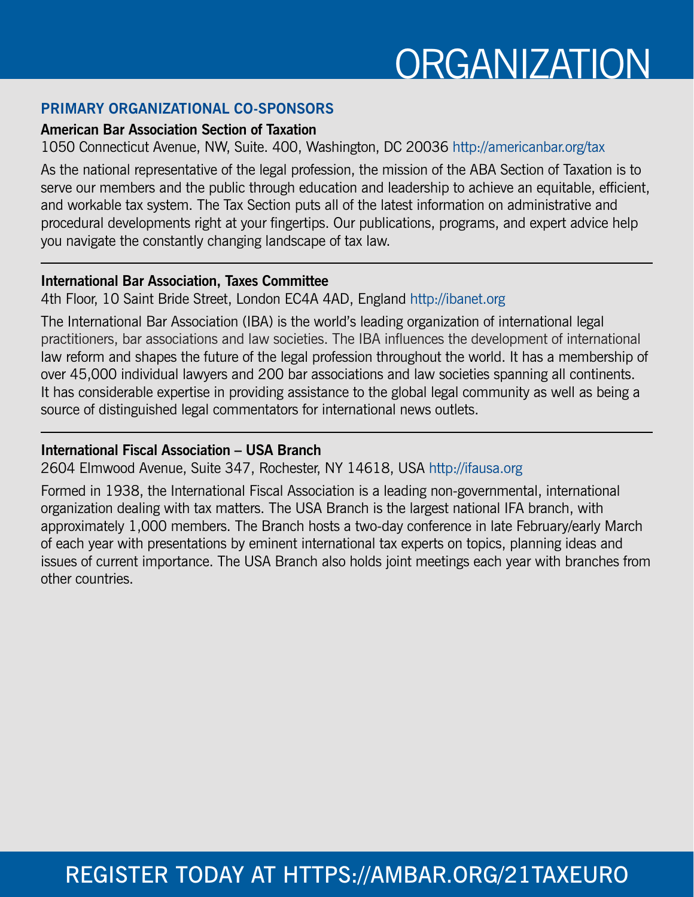# ORGANIZATION

## PRIMARY ORGANIZATIONAL CO-SPONSORS

**American Bar Association Section of Taxation**

1050 Connecticut Avenue, NW, Suite. 400, Washington, DC 20036 http://americanbar.org/tax

As the national representative of the legal profession, the mission of the ABA Section of Taxation is to serve our members and the public through education and leadership to achieve an equitable, efficient, and workable tax system. The Tax Section puts all of the latest information on administrative and procedural developments right at your fingertips. Our publications, programs, and expert advice help you navigate the constantly changing landscape of tax law.

---

**International Bar Association, Taxes Committee**

4th Floor, 10 Saint Bride Street, London EC4A 4AD, England http://ibanet.org

The International Bar Association (IBA) is the world's leading organization of international legal practitioners, bar associations and law societies. The IBA influences the development of international law reform and shapes the future of the legal profession throughout the world. It has a membership of over 45,000 individual lawyers and 200 bar associations and law societies spanning all continents. It has considerable expertise in providing assistance to the global legal community as well as being a source of distinguished legal commentators for international news outlets.

---

**International Fiscal Association – USA Branch**

2604 Elmwood Avenue, Suite 347, Rochester, NY 14618, USA http://ifausa.org

Formed in 1938, the International Fiscal Association is a leading non-governmental, international organization dealing with tax matters. The USA Branch is the largest national IFA branch, with approximately 1,000 members. The Branch hosts a two-day conference in late February/early March of each year with presentations by eminent international tax experts on topics, planning ideas and issues of current importance. The USA Branch also holds joint meetings each year with branches from other countries.

REGISTER TODAY AT HTTPS://AMBAR.ORG/21TAXEURO